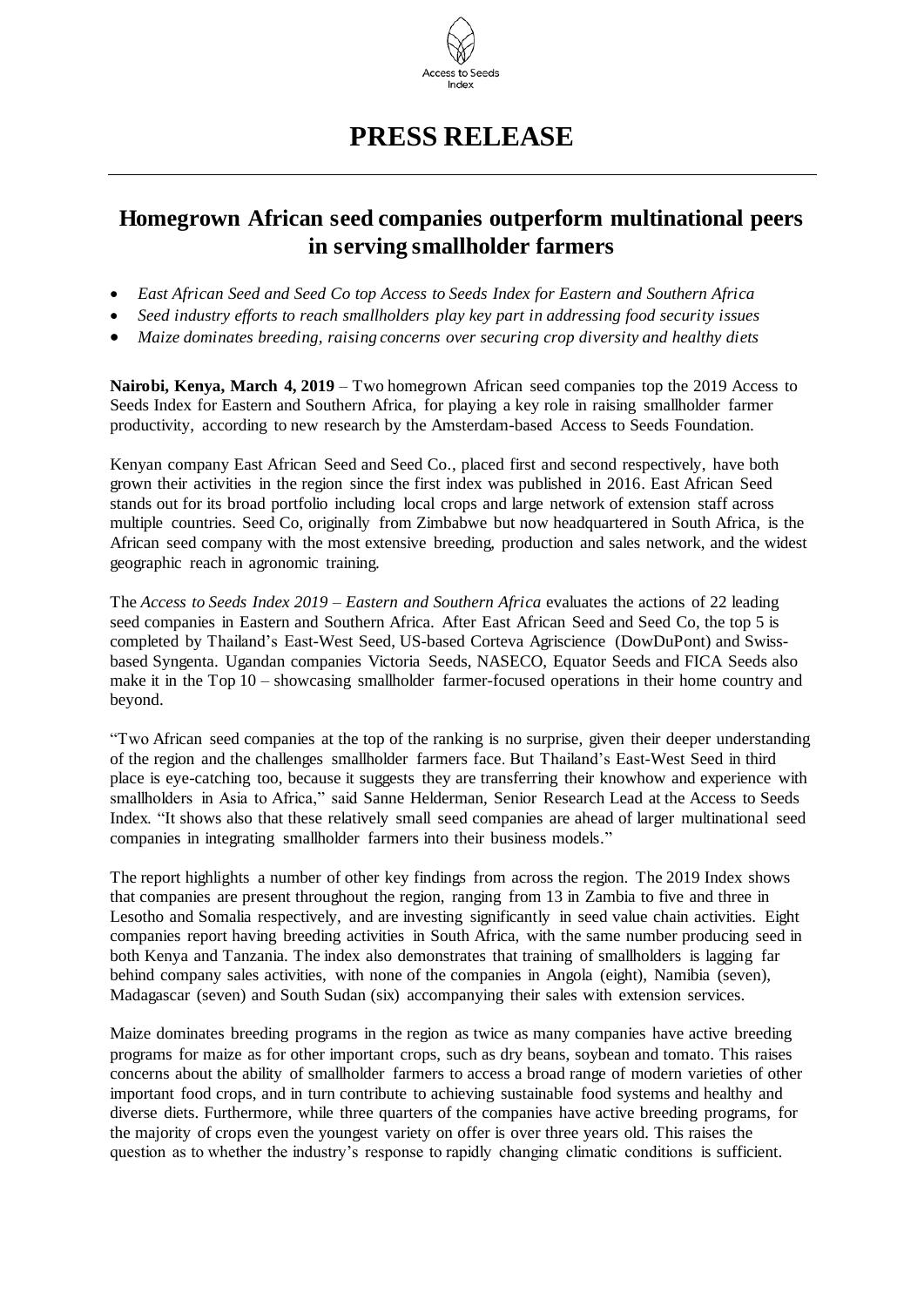Access to Seeds Index

# PRESS RELEASE

## Homegrown African seed companies outperform multinational peers in serving smallholder farmers

- *East African Seed and Seed Co top Access to Seeds Index for Eastern and Southern Africa*
- *Seed industry efforts to reach smallholders play key part in addressing food security issues*
- *Maize dominates breeding, raising concerns over securing crop diversity and healthy diets*

**Nairobi, Kenya, March 4, 2019** – Two homegrown African seed companies top the 2019 Access to Seeds Index for Eastern and Southern Africa, for playing a key role in raising smallholder farmer productivity, according to new research by the Amsterdam-based Access to Seeds Foundation.

Kenyan company East African Seed and Seed Co., placed first and second respectively, have both grown their activities in the region since the first index was published in 2016. East African Seed stands out for its broad portfolio including local crops and large network of extension staff across multiple countries. Seed Co, originally from Zimbabwe but now headquartered in South Africa, is the African seed company with the most extensive breeding, production and sales network, and the widest geographic reach in agronomic training.

The *Access to Seeds Index 2019 – Eastern and Southern Africa* evaluates the actions of 22 leading seed companies in Eastern and Southern Africa. After East African Seed and Seed Co, the top 5 is completed by Thailand's East-West Seed, US-based Corteva Agriscience (DowDuPont) and Swiss-based Syngenta. Ugandan companies Victoria Seeds, NASECO, Equator Seeds and FICA Seeds also make it in the Top 10 – showcasing smallholder farmer-focused operations in their home country and beyond.

"Two African seed companies at the top of the ranking is no surprise, given their deeper understanding of the region and the challenges smallholder farmers face. But Thailand's East-West Seed in third place is eye-catching too, because it suggests they are transferring their knowhow and experience with smallholders in Asia to Africa," said Sanne Helderman, Senior Research Lead at the Access to Seeds Index. "It shows also that these relatively small seed companies are ahead of larger multinational seed companies in integrating smallholder farmers into their business models."

The report highlights a number of other key findings from across the region. The 2019 Index shows that companies are present throughout the region, ranging from 13 in Zambia to five and three in Lesotho and Somalia respectively, and are investing significantly in seed value chain activities. Eight companies report having breeding activities in South Africa, with the same number producing seed in both Kenya and Tanzania. The index also demonstrates that training of smallholders is lagging far behind company sales activities, with none of the companies in Angola (eight), Namibia (seven), Madagascar (seven) and South Sudan (six) accompanying their sales with extension services.

Maize dominates breeding programs in the region as twice as many companies have active breeding programs for maize as for other important crops, such as dry beans, soybean and tomato. This raises concerns about the ability of smallholder farmers to access a broad range of modern varieties of other important food crops, and in turn contribute to achieving sustainable food systems and healthy and diverse diets. Furthermore, while three quarters of the companies have active breeding programs, for the majority of crops even the youngest variety on offer is over three years old. This raises the question as to whether the industry's response to rapidly changing climatic conditions is sufficient.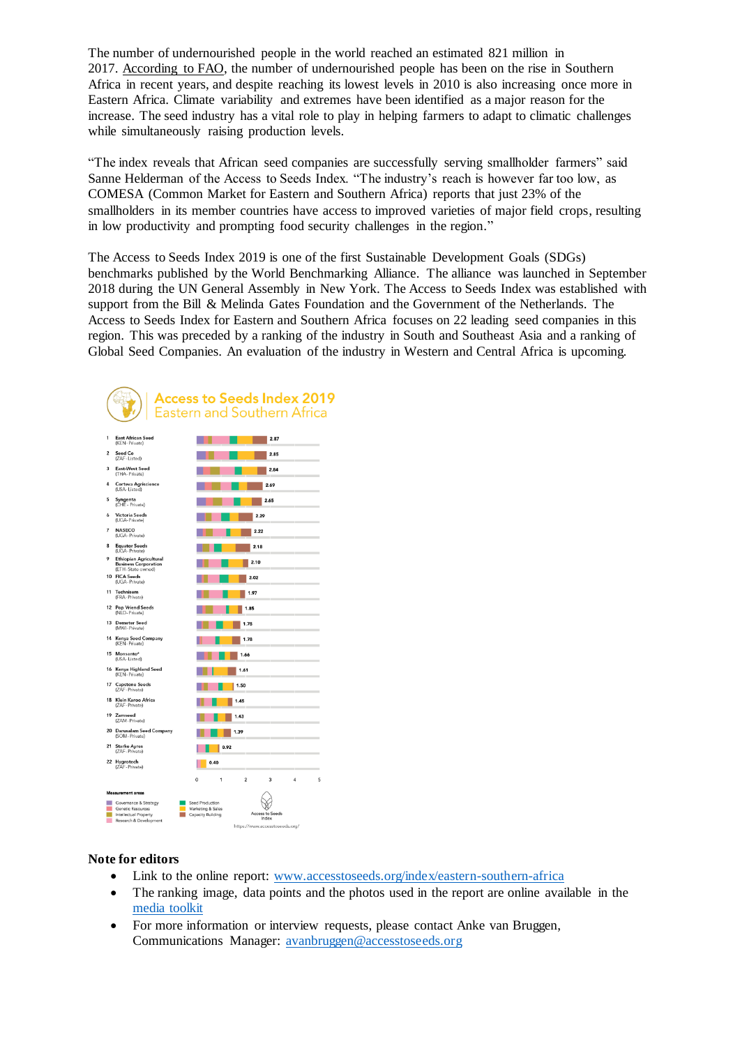The number of undernourished people in the world reached an estimated 821 million in 2017. According to FAO, the number of undernourished people has been on the rise in Southern Africa in recent years, and despite reaching its lowest levels in 2010 is also increasing once more in Eastern Africa. Climate variability and extremes have been identified as a major reason for the increase. The seed industry has a vital role to play in helping farmers to adapt to climatic challenges while simultaneously raising production levels.

"The index reveals that African seed companies are successfully serving smallholder farmers" said Sanne Helderman of the Access to Seeds Index. "The industry's reach is however far too low, as COMESA (Common Market for Eastern and Southern Africa) reports that just 23% of the smallholders in its member countries have access to improved varieties of major field crops, resulting in low productivity and prompting food security challenges in the region."

The Access to Seeds Index 2019 is one of the first Sustainable Development Goals (SDGs) benchmarks published by the World Benchmarking Alliance. The alliance was launched in September 2018 during the UN General Assembly in New York. The Access to Seeds Index was established with support from the Bill & Melinda Gates Foundation and the Government of the Netherlands. The Access to Seeds Index for Eastern and Southern Africa focuses on 22 leading seed companies in this region. This was preceded by a ranking of the industry in South and Southeast Asia and a ranking of Global Seed Companies. An evaluation of the industry in Western and Central Africa is upcoming.

Access to Seeds Index 2019
Eastern and Southern Africa

1 East African Seed (KEN - Private) 2.87
2 Seed Co (ZAF - Listed) 2.85
3 East-West Seed (THA - Private) 2.84
4 Corteva Agriscience (USA - Listed) 2.69
5 Syngenta (CHE - Private) 2.65
6 Victoria Seeds (UGA - Private) 2.29
7 NASECO (UGA - Private) 2.22
8 Equator Seeds (UGA - Private) 2.18
9 Ethiopian Agricultural Business Corporation (ETH - State owned) 2.10
10 FICA Seeds (UGA - Private) 2.02
11 Technisem (FRA - Private) 1.97
12 Pop Vriend Seeds (NLD - Private) 1.85
13 Demeter Seed (MWI - Private) 1.78
14 Kenya Seed Company (KEN - Private) 1.78
15 Monsanto* (USA - Listed) 1.66
16 Kenya Highland Seed (KEN - Private) 1.61
17 Capstone Seeds (ZAF - Private) 1.50
18 Klein Karoo Africa (ZAF - Private) 1.45
19 Zamseed (ZAM - Private) 1.43
20 Darusalam Seed Company (SOM - Private) 1.39
21 Starke Ayres (ZAF - Private) 0.92
22 Hygrotech (ZAF - Private) 0.40

0 1 2 3 4 5

Measurement areas
Governance & Strategy
Genetic Resources
Intellectual Property
Research & Development
Seed Production
Marketing & Sales
Capacity Building

Access to Seeds Index
https://www.accesstoseeds.org/

**Note for editors**

- Link to the online report: www.accesstoseeds.org/index/eastern-southern-africa
- The ranking image, data points and the photos used in the report are online available in the media toolkit
- For more information or interview requests, please contact Anke van Bruggen, Communications Manager: avanbruggen@accesstoseeds.org